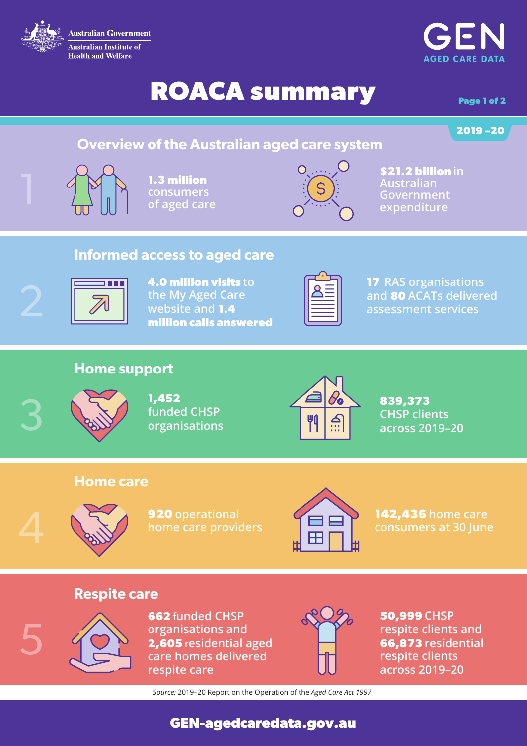Australian Government

Australian Institute of Health and Welfare

GEN AGED CARE DATA

# ROACA summary

2019–20

## 1 Overview of the Australian aged care system

**1.3 million** consumers of aged care

**$21.2 billion** in Australian Government expenditure

## 2 Informed access to aged care

**4.0 million visits** to the My Aged Care website and **1.4 million calls answered**

**17** RAS organisations and **80** ACATs delivered assessment services

## 3 Home support

**1,452** funded CHSP organisations

**839,373** CHSP clients across 2019–20

## 4 Home care

**920** operational home care providers

**142,436** home care consumers at 30 June

## 5 Respite care

**662** funded CHSP organisations and **2,605** residential aged care homes delivered respite care

**50,999** CHSP respite clients and **66,873** residential respite clients across 2019–20

*Source:* 2019–20 Report on the Operation of the *Aged Care Act 1997*

GEN-agedcaredata.gov.au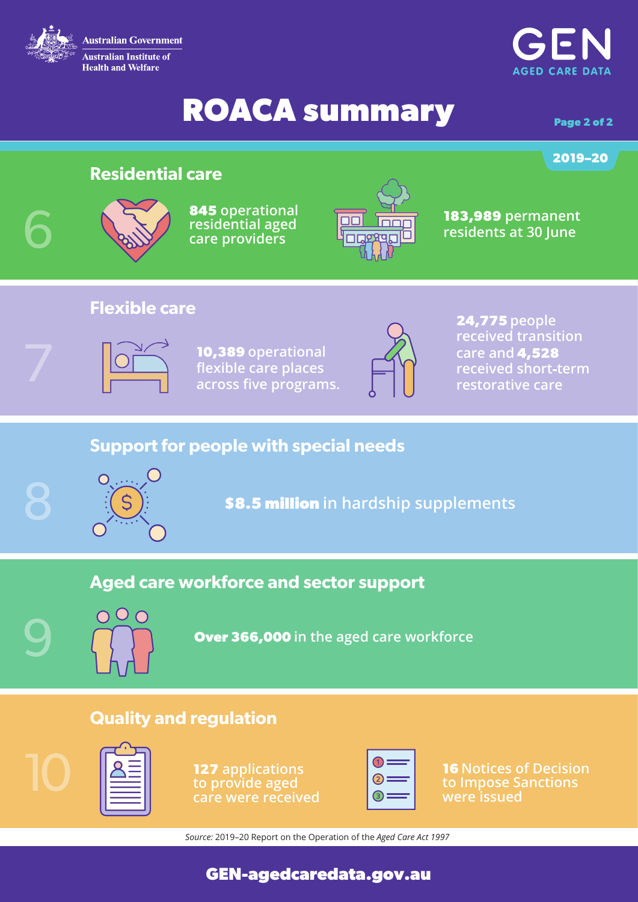Australian Government
Australian Institute of Health and Welfare

GEN AGED CARE DATA

# ROACA summary

2019–20

## 6 Residential care

**845** operational residential aged care providers

**183,989** permanent residents at 30 June

## 7 Flexible care

**10,389** operational flexible care places across five programs.

**24,775** people received transition care and **4,528** received short-term restorative care

## 8 Support for people with special needs

**$8.5 million** in hardship supplements

## 9 Aged care workforce and sector support

**Over 366,000** in the aged care workforce

## 10 Quality and regulation

**127** applications to provide aged care were received

**16** Notices of Decision to Impose Sanctions were issued

*Source:* 2019–20 Report on the Operation of the *Aged Care Act 1997*

**GEN-agedcaredata.gov.au**